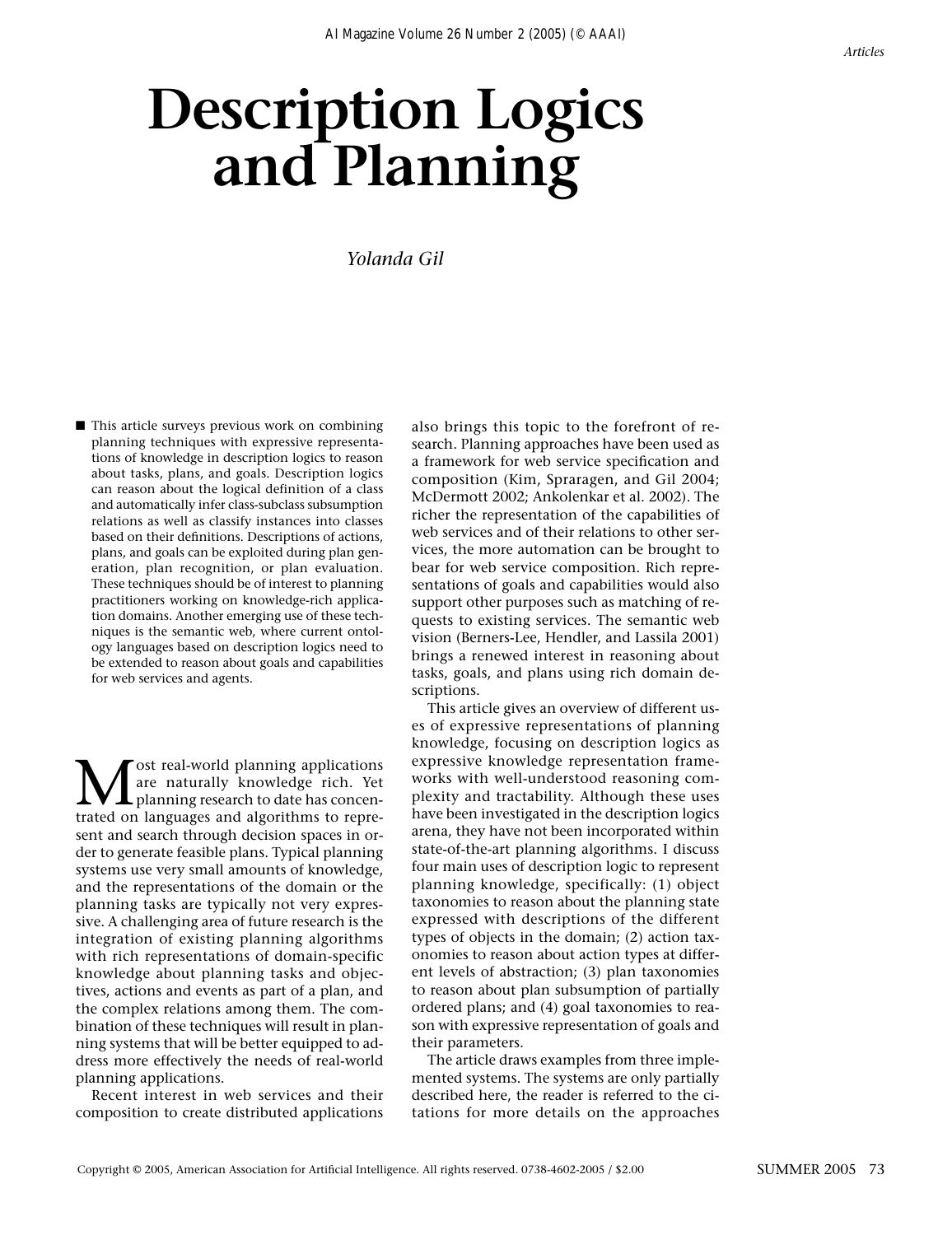# Description Logics and Planning

*Yolanda Gil*

■ This article surveys previous work on combining planning techniques with expressive representations of knowledge in description logics to reason about tasks, plans, and goals. Description logics can reason about the logical definition of a class and automatically infer class-subclass subsumption relations as well as classify instances into classes based on their definitions. Descriptions of actions, plans, and goals can be exploited during plan generation, plan recognition, or plan evaluation. These techniques should be of interest to planning practitioners working on knowledge-rich application domains. Another emerging use of these techniques is the semantic web, where current ontology languages based on description logics need to be extended to reason about goals and capabilities for web services and agents.

Most real-world planning applications are naturally knowledge rich. Yet planning research to date has concentrated on languages and algorithms to represent and search through decision spaces in order to generate feasible plans. Typical planning systems use very small amounts of knowledge, and the representations of the domain or the planning tasks are typically not very expressive. A challenging area of future research is the integration of existing planning algorithms with rich representations of domain-specific knowledge about planning tasks and objectives, actions and events as part of a plan, and the complex relations among them. The combination of these techniques will result in planning systems that will be better equipped to address more effectively the needs of real-world planning applications.

Recent interest in web services and their composition to create distributed applications also brings this topic to the forefront of research. Planning approaches have been used as a framework for web service specification and composition (Kim, Spraragen, and Gil 2004; McDermott 2002; Ankolenkar et al. 2002). The richer the representation of the capabilities of web services and of their relations to other services, the more automation can be brought to bear for web service composition. Rich representations of goals and capabilities would also support other purposes such as matching of requests to existing services. The semantic web vision (Berners-Lee, Hendler, and Lassila 2001) brings a renewed interest in reasoning about tasks, goals, and plans using rich domain descriptions.

This article gives an overview of different uses of expressive representations of planning knowledge, focusing on description logics as expressive knowledge representation frameworks with well-understood reasoning complexity and tractability. Although these uses have been investigated in the description logics arena, they have not been incorporated within state-of-the-art planning algorithms. I discuss four main uses of description logic to represent planning knowledge, specifically: (1) object taxonomies to reason about the planning state expressed with descriptions of the different types of objects in the domain; (2) action taxonomies to reason about action types at different levels of abstraction; (3) plan taxonomies to reason about plan subsumption of partially ordered plans; and (4) goal taxonomies to reason with expressive representation of goals and their parameters.

The article draws examples from three implemented systems. The systems are only partially described here, the reader is referred to the citations for more details on the approaches

Copyright © 2005, American Association for Artificial Intelligence. All rights reserved. 0738-4602-2005 / $2.00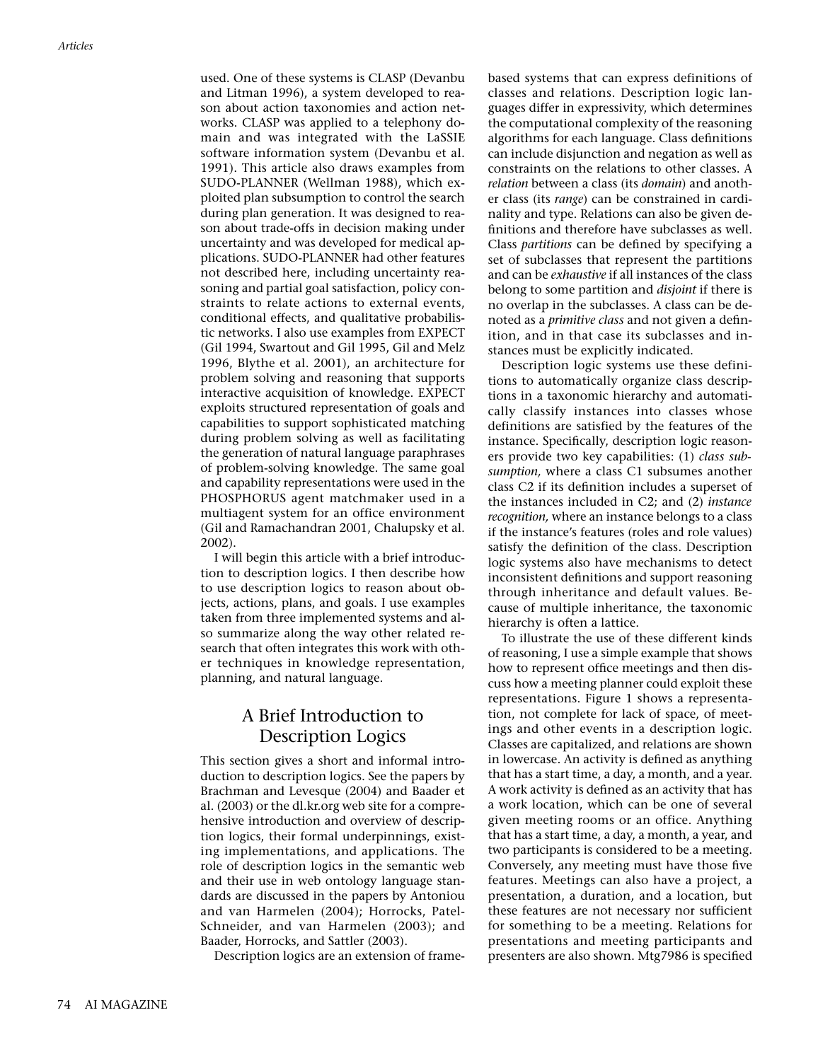used. One of these systems is CLASP (Devanbu and Litman 1996), a system developed to reason about action taxonomies and action networks. CLASP was applied to a telephony domain and was integrated with the LaSSIE software information system (Devanbu et al. 1991). This article also draws examples from SUDO-PLANNER (Wellman 1988), which exploited plan subsumption to control the search during plan generation. It was designed to reason about trade-offs in decision making under uncertainty and was developed for medical applications. SUDO-PLANNER had other features not described here, including uncertainty reasoning and partial goal satisfaction, policy constraints to relate actions to external events, conditional effects, and qualitative probabilistic networks. I also use examples from EXPECT (Gil 1994, Swartout and Gil 1995, Gil and Melz 1996, Blythe et al. 2001), an architecture for problem solving and reasoning that supports interactive acquisition of knowledge. EXPECT exploits structured representation of goals and capabilities to support sophisticated matching during problem solving as well as facilitating the generation of natural language paraphrases of problem-solving knowledge. The same goal and capability representations were used in the PHOSPHORUS agent matchmaker used in a multiagent system for an office environment (Gil and Ramachandran 2001, Chalupsky et al. 2002).

I will begin this article with a brief introduction to description logics. I then describe how to use description logics to reason about objects, actions, plans, and goals. I use examples taken from three implemented systems and also summarize along the way other related research that often integrates this work with other techniques in knowledge representation, planning, and natural language.

## A Brief Introduction to Description Logics

This section gives a short and informal introduction to description logics. See the papers by Brachman and Levesque (2004) and Baader et al. (2003) or the dl.kr.org web site for a comprehensive introduction and overview of description logics, their formal underpinnings, existing implementations, and applications. The role of description logics in the semantic web and their use in web ontology language standards are discussed in the papers by Antoniou and van Harmelen (2004); Horrocks, Patel-Schneider, and van Harmelen (2003); and Baader, Horrocks, and Sattler (2003).

Description logics are an extension of frame-based systems that can express definitions of classes and relations. Description logic languages differ in expressivity, which determines the computational complexity of the reasoning algorithms for each language. Class definitions can include disjunction and negation as well as constraints on the relations to other classes. A *relation* between a class (its *domain*) and another class (its *range*) can be constrained in cardinality and type. Relations can also be given definitions and therefore have subclasses as well. Class *partitions* can be defined by specifying a set of subclasses that represent the partitions and can be *exhaustive* if all instances of the class belong to some partition and *disjoint* if there is no overlap in the subclasses. A class can be denoted as a *primitive class* and not given a definition, and in that case its subclasses and instances must be explicitly indicated.

Description logic systems use these definitions to automatically organize class descriptions in a taxonomic hierarchy and automatically classify instances into classes whose definitions are satisfied by the features of the instance. Specifically, description logic reasoners provide two key capabilities: (1) *class subsumption,* where a class C1 subsumes another class C2 if its definition includes a superset of the instances included in C2; and (2) *instance recognition,* where an instance belongs to a class if the instance's features (roles and role values) satisfy the definition of the class. Description logic systems also have mechanisms to detect inconsistent definitions and support reasoning through inheritance and default values. Because of multiple inheritance, the taxonomic hierarchy is often a lattice.

To illustrate the use of these different kinds of reasoning, I use a simple example that shows how to represent office meetings and then discuss how a meeting planner could exploit these representations. Figure 1 shows a representation, not complete for lack of space, of meetings and other events in a description logic. Classes are capitalized, and relations are shown in lowercase. An activity is defined as anything that has a start time, a day, a month, and a year. A work activity is defined as an activity that has a work location, which can be one of several given meeting rooms or an office. Anything that has a start time, a day, a month, a year, and two participants is considered to be a meeting. Conversely, any meeting must have those five features. Meetings can also have a project, a presentation, a duration, and a location, but these features are not necessary nor sufficient for something to be a meeting. Relations for presentations and meeting participants and presenters are also shown. Mtg7986 is specified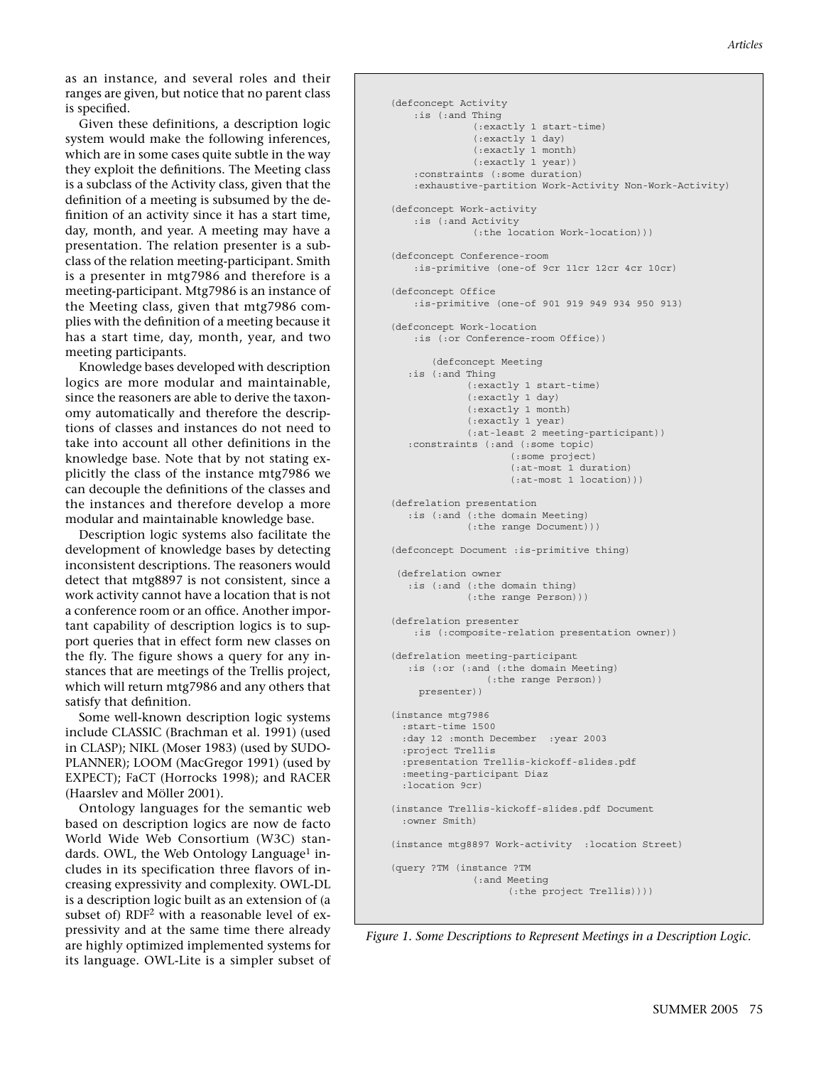as an instance, and several roles and their ranges are given, but notice that no parent class is specified.

Given these definitions, a description logic system would make the following inferences, which are in some cases quite subtle in the way they exploit the definitions. The Meeting class is a subclass of the Activity class, given that the definition of a meeting is subsumed by the definition of an activity since it has a start time, day, month, and year. A meeting may have a presentation. The relation presenter is a subclass of the relation meeting-participant. Smith is a presenter in mtg7986 and therefore is a meeting-participant. Mtg7986 is an instance of the Meeting class, given that mtg7986 complies with the definition of a meeting because it has a start time, day, month, year, and two meeting participants.

Knowledge bases developed with description logics are more modular and maintainable, since the reasoners are able to derive the taxonomy automatically and therefore the descriptions of classes and instances do not need to take into account all other definitions in the knowledge base. Note that by not stating explicitly the class of the instance mtg7986 we can decouple the definitions of the classes and the instances and therefore develop a more modular and maintainable knowledge base.

Description logic systems also facilitate the development of knowledge bases by detecting inconsistent descriptions. The reasoners would detect that mtg8897 is not consistent, since a work activity cannot have a location that is not a conference room or an office. Another important capability of description logics is to support queries that in effect form new classes on the fly. The figure shows a query for any instances that are meetings of the Trellis project, which will return mtg7986 and any others that satisfy that definition.

Some well-known description logic systems include CLASSIC (Brachman et al. 1991) (used in CLASP); NIKL (Moser 1983) (used by SUDO-PLANNER); LOOM (MacGregor 1991) (used by EXPECT); FaCT (Horrocks 1998); and RACER (Haarslev and Möller 2001).

Ontology languages for the semantic web based on description logics are now de facto World Wide Web Consortium (W3C) standards. OWL, the Web Ontology Language[1] includes in its specification three flavors of increasing expressivity and complexity. OWL-DL is a description logic built as an extension of (a subset of) RDF[2] with a reasonable level of expressivity and at the same time there already are highly optimized implemented systems for its language. OWL-Lite is a simpler subset of

```
(defconcept Activity
    :is (:and Thing
              (:exactly 1 start-time)
              (:exactly 1 day)
              (:exactly 1 month)
              (:exactly 1 year))
    :constraints (:some duration)
    :exhaustive-partition Work-Activity Non-Work-Activity)

(defconcept Work-activity
    :is (:and Activity
              (:the location Work-location)))

(defconcept Conference-room
    :is-primitive (one-of 9cr 11cr 12cr 4cr 10cr)

(defconcept Office
    :is-primitive (one-of 901 919 949 934 950 913)

(defconcept Work-location
    :is (:or Conference-room Office))

      (defconcept Meeting
   :is (:and Thing
             (:exactly 1 start-time)
             (:exactly 1 day)
             (:exactly 1 month)
             (:exactly 1 year)
             (:at-least 2 meeting-participant))
   :constraints (:and (:some topic)
                      (:some project)
                      (:at-most 1 duration)
                      (:at-most 1 location)))

(defrelation presentation
   :is (:and (:the domain Meeting)
             (:the range Document)))

(defconcept Document :is-primitive thing)

 (defrelation owner
   :is (:and (:the domain thing)
             (:the range Person)))

(defrelation presenter
    :is (:composite-relation presentation owner))

(defrelation meeting-participant
   :is (:or (:and (:the domain Meeting)
                  (:the range Person))
     presenter))

(instance mtg7986
  :start-time 1500
  :day 12 :month December  :year 2003
  :project Trellis
  :presentation Trellis-kickoff-slides.pdf
  :meeting-participant Diaz
  :location 9cr)

(instance Trellis-kickoff-slides.pdf Document
  :owner Smith)

(instance mtg8897 Work-activity  :location Street)

(query ?TM (instance ?TM
              (:and Meeting
                    (:the project Trellis))))
```

*Figure 1. Some Descriptions to Represent Meetings in a Description Logic.*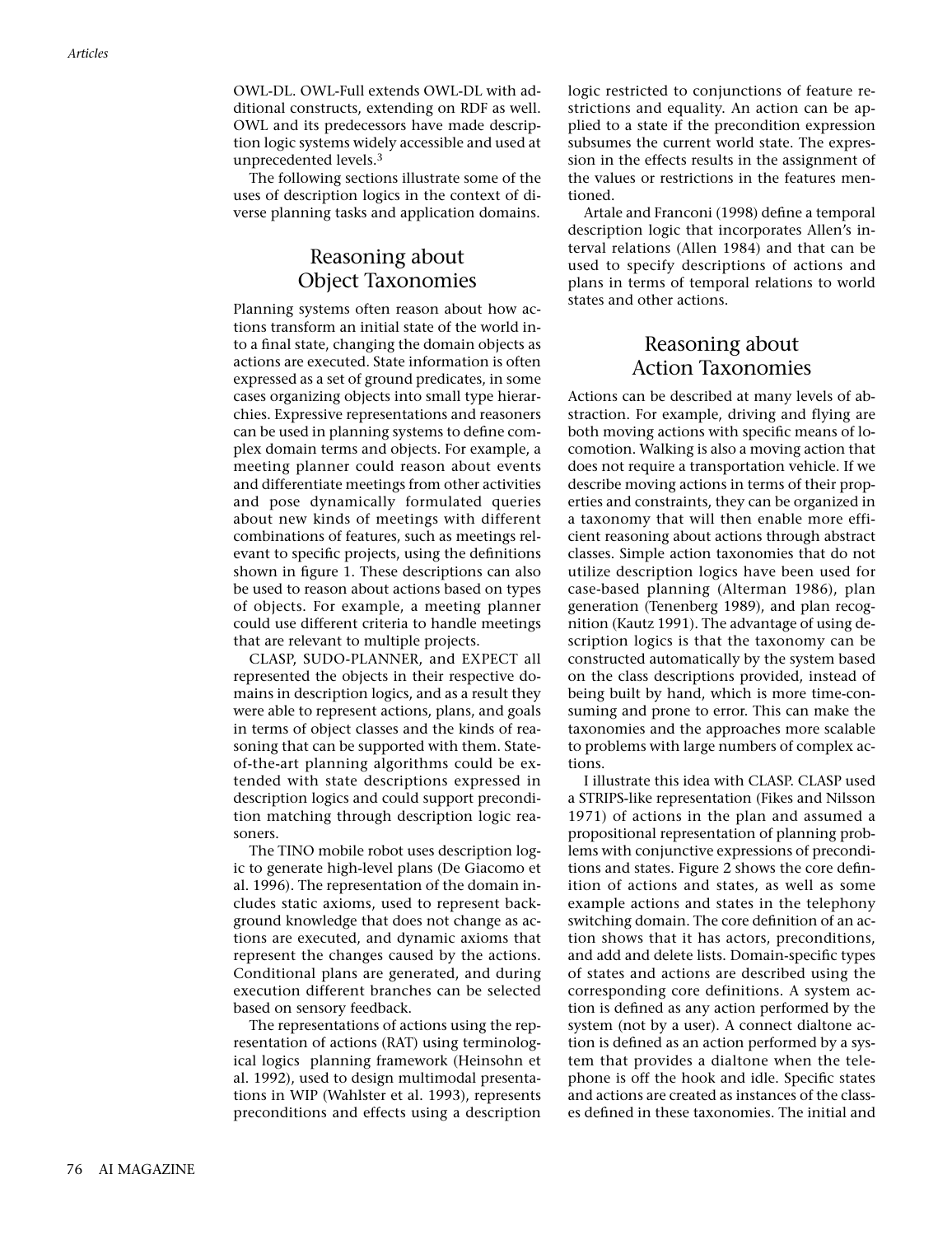OWL-DL. OWL-Full extends OWL-DL with additional constructs, extending on RDF as well. OWL and its predecessors have made description logic systems widely accessible and used at unprecedented levels.[3]

The following sections illustrate some of the uses of description logics in the context of diverse planning tasks and application domains.

## Reasoning about Object Taxonomies

Planning systems often reason about how actions transform an initial state of the world into a final state, changing the domain objects as actions are executed. State information is often expressed as a set of ground predicates, in some cases organizing objects into small type hierarchies. Expressive representations and reasoners can be used in planning systems to define complex domain terms and objects. For example, a meeting planner could reason about events and differentiate meetings from other activities and pose dynamically formulated queries about new kinds of meetings with different combinations of features, such as meetings relevant to specific projects, using the definitions shown in figure 1. These descriptions can also be used to reason about actions based on types of objects. For example, a meeting planner could use different criteria to handle meetings that are relevant to multiple projects.

CLASP, SUDO-PLANNER, and EXPECT all represented the objects in their respective domains in description logics, and as a result they were able to represent actions, plans, and goals in terms of object classes and the kinds of reasoning that can be supported with them. State-of-the-art planning algorithms could be extended with state descriptions expressed in description logics and could support precondition matching through description logic reasoners.

The TINO mobile robot uses description logic to generate high-level plans (De Giacomo et al. 1996). The representation of the domain includes static axioms, used to represent background knowledge that does not change as actions are executed, and dynamic axioms that represent the changes caused by the actions. Conditional plans are generated, and during execution different branches can be selected based on sensory feedback.

The representations of actions using the representation of actions (RAT) using terminological logics planning framework (Heinsohn et al. 1992), used to design multimodal presentations in WIP (Wahlster et al. 1993), represents preconditions and effects using a description logic restricted to conjunctions of feature restrictions and equality. An action can be applied to a state if the precondition expression subsumes the current world state. The expression in the effects results in the assignment of the values or restrictions in the features mentioned.

Artale and Franconi (1998) define a temporal description logic that incorporates Allen's interval relations (Allen 1984) and that can be used to specify descriptions of actions and plans in terms of temporal relations to world states and other actions.

## Reasoning about Action Taxonomies

Actions can be described at many levels of abstraction. For example, driving and flying are both moving actions with specific means of locomotion. Walking is also a moving action that does not require a transportation vehicle. If we describe moving actions in terms of their properties and constraints, they can be organized in a taxonomy that will then enable more efficient reasoning about actions through abstract classes. Simple action taxonomies that do not utilize description logics have been used for case-based planning (Alterman 1986), plan generation (Tenenberg 1989), and plan recognition (Kautz 1991). The advantage of using description logics is that the taxonomy can be constructed automatically by the system based on the class descriptions provided, instead of being built by hand, which is more time-consuming and prone to error. This can make the taxonomies and the approaches more scalable to problems with large numbers of complex actions.

I illustrate this idea with CLASP. CLASP used a STRIPS-like representation (Fikes and Nilsson 1971) of actions in the plan and assumed a propositional representation of planning problems with conjunctive expressions of preconditions and states. Figure 2 shows the core definition of actions and states, as well as some example actions and states in the telephony switching domain. The core definition of an action shows that it has actors, preconditions, and add and delete lists. Domain-specific types of states and actions are described using the corresponding core definitions. A system action is defined as any action performed by the system (not by a user). A connect dialtone action is defined as an action performed by a system that provides a dialtone when the telephone is off the hook and idle. Specific states and actions are created as instances of the classes defined in these taxonomies. The initial and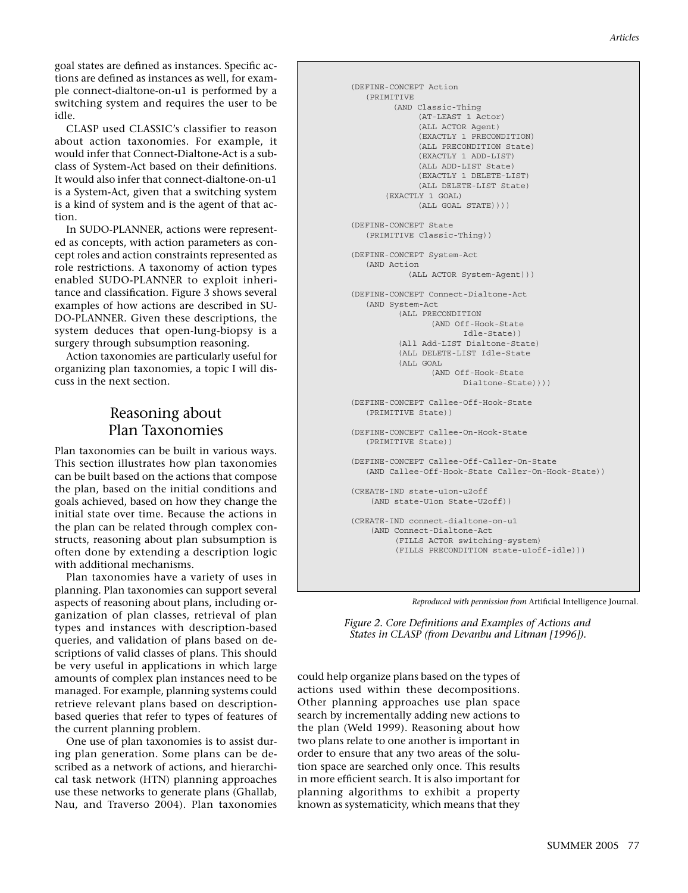goal states are defined as instances. Specific actions are defined as instances as well, for example connect-dialtone-on-u1 is performed by a switching system and requires the user to be idle.

CLASP used CLASSIC's classifier to reason about action taxonomies. For example, it would infer that Connect-Dialtone-Act is a subclass of System-Act based on their definitions. It would also infer that connect-dialtone-on-u1 is a System-Act, given that a switching system is a kind of system and is the agent of that action.

In SUDO-PLANNER, actions were represented as concepts, with action parameters as concept roles and action constraints represented as role restrictions. A taxonomy of action types enabled SUDO-PLANNER to exploit inheritance and classification. Figure 3 shows several examples of how actions are described in SUDO-PLANNER. Given these descriptions, the system deduces that open-lung-biopsy is a surgery through subsumption reasoning.

Action taxonomies are particularly useful for organizing plan taxonomies, a topic I will discuss in the next section.

```
(DEFINE-CONCEPT Action
   (PRIMITIVE
        (AND Classic-Thing
             (AT-LEAST 1 Actor)
             (ALL ACTOR Agent)
             (EXACTLY 1 PRECONDITION)
             (ALL PRECONDITION State)
             (EXACTLY 1 ADD-LIST)
             (ALL ADD-LIST State)
             (EXACTLY 1 DELETE-LIST)
             (ALL DELETE-LIST State)
      (EXACTLY 1 GOAL)
             (ALL GOAL STATE))))

(DEFINE-CONCEPT State
   (PRIMITIVE Classic-Thing))

(DEFINE-CONCEPT System-Act
   (AND Action
          (ALL ACTOR System-Agent)))

(DEFINE-CONCEPT Connect-Dialtone-Act
   (AND System-Act
        (ALL PRECONDITION
               (AND Off-Hook-State
                     Idle-State))
        (All Add-LIST Dialtone-State)
        (ALL DELETE-LIST Idle-State
        (ALL GOAL
               (AND Off-Hook-State
                     Dialtone-State))))

(DEFINE-CONCEPT Callee-Off-Hook-State
   (PRIMITIVE State))

(DEFINE-CONCEPT Callee-On-Hook-State
   (PRIMITIVE State))

(DEFINE-CONCEPT Callee-Off-Caller-On-State
   (AND Callee-Off-Hook-State Caller-On-Hook-State))

(CREATE-IND state-u1on-u2off
    (AND state-U1on State-U2off))

(CREATE-IND connect-dialtone-on-u1
    (AND Connect-Dialtone-Act
         (FILLS ACTOR switching-system)
         (FILLS PRECONDITION state-u1off-idle)))
```

*Reproduced with permission from* Artificial Intelligence Journal.

*Figure 2. Core Definitions and Examples of Actions and States in CLASP (from Devanbu and Litman [1996]).*

## Reasoning about Plan Taxonomies

Plan taxonomies can be built in various ways. This section illustrates how plan taxonomies can be built based on the actions that compose the plan, based on the initial conditions and goals achieved, based on how they change the initial state over time. Because the actions in the plan can be related through complex constructs, reasoning about plan subsumption is often done by extending a description logic with additional mechanisms.

Plan taxonomies have a variety of uses in planning. Plan taxonomies can support several aspects of reasoning about plans, including organization of plan classes, retrieval of plan types and instances with description-based queries, and validation of plans based on descriptions of valid classes of plans. This should be very useful in applications in which large amounts of complex plan instances need to be managed. For example, planning systems could retrieve relevant plans based on description-based queries that refer to types of features of the current planning problem.

One use of plan taxonomies is to assist during plan generation. Some plans can be described as a network of actions, and hierarchical task network (HTN) planning approaches use these networks to generate plans (Ghallab, Nau, and Traverso 2004). Plan taxonomies could help organize plans based on the types of actions used within these decompositions. Other planning approaches use plan space search by incrementally adding new actions to the plan (Weld 1999). Reasoning about how two plans relate to one another is important in order to ensure that any two areas of the solution space are searched only once. This results in more efficient search. It is also important for planning algorithms to exhibit a property known as systematicity, which means that they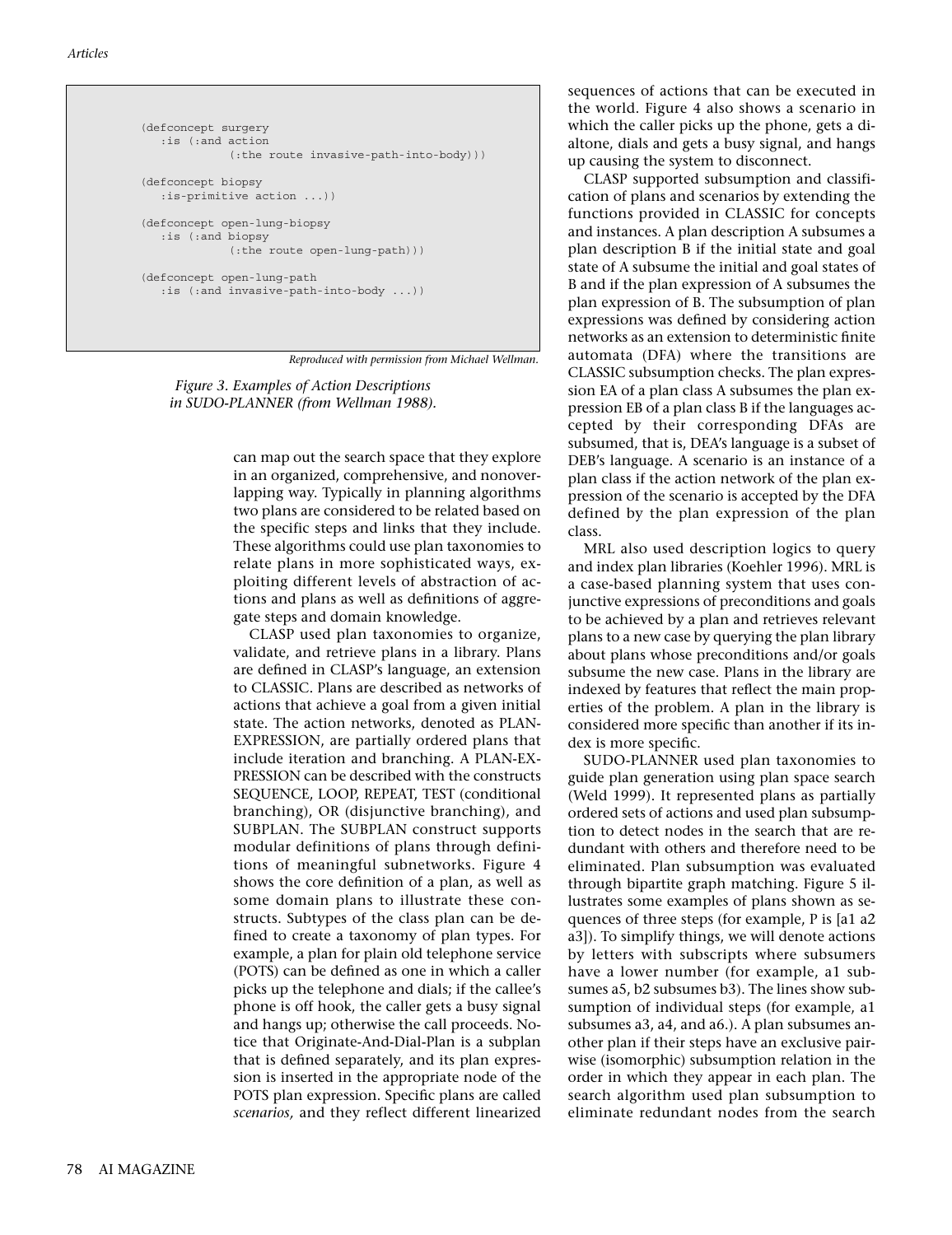```
(defconcept surgery
   :is (:and action
             (:the route invasive-path-into-body)))

(defconcept biopsy
   :is-primitive action ...))

(defconcept open-lung-biopsy
   :is (:and biopsy
             (:the route open-lung-path)))

(defconcept open-lung-path
   :is (:and invasive-path-into-body ...))
```

*Reproduced with permission from Michael Wellman.*

*Figure 3. Examples of Action Descriptions in SUDO-PLANNER (from Wellman 1988).*

can map out the search space that they explore in an organized, comprehensive, and nonoverlapping way. Typically in planning algorithms two plans are considered to be related based on the specific steps and links that they include. These algorithms could use plan taxonomies to relate plans in more sophisticated ways, exploiting different levels of abstraction of actions and plans as well as definitions of aggregate steps and domain knowledge.

CLASP used plan taxonomies to organize, validate, and retrieve plans in a library. Plans are defined in CLASP's language, an extension to CLASSIC. Plans are described as networks of actions that achieve a goal from a given initial state. The action networks, denoted as PLAN-EXPRESSION, are partially ordered plans that include iteration and branching. A PLAN-EXPRESSION can be described with the constructs SEQUENCE, LOOP, REPEAT, TEST (conditional branching), OR (disjunctive branching), and SUBPLAN. The SUBPLAN construct supports modular definitions of plans through definitions of meaningful subnetworks. Figure 4 shows the core definition of a plan, as well as some domain plans to illustrate these constructs. Subtypes of the class plan can be defined to create a taxonomy of plan types. For example, a plan for plain old telephone service (POTS) can be defined as one in which a caller picks up the telephone and dials; if the callee's phone is off hook, the caller gets a busy signal and hangs up; otherwise the call proceeds. Notice that Originate-And-Dial-Plan is a subplan that is defined separately, and its plan expression is inserted in the appropriate node of the POTS plan expression. Specific plans are called *scenarios,* and they reflect different linearized sequences of actions that can be executed in the world. Figure 4 also shows a scenario in which the caller picks up the phone, gets a dialtone, dials and gets a busy signal, and hangs up causing the system to disconnect.

CLASP supported subsumption and classification of plans and scenarios by extending the functions provided in CLASSIC for concepts and instances. A plan description A subsumes a plan description B if the initial state and goal state of A subsume the initial and goal states of B and if the plan expression of A subsumes the plan expression of B. The subsumption of plan expressions was defined by considering action networks as an extension to deterministic finite automata (DFA) where the transitions are CLASSIC subsumption checks. The plan expression EA of a plan class A subsumes the plan expression EB of a plan class B if the languages accepted by their corresponding DFAs are subsumed, that is, DEA's language is a subset of DEB's language. A scenario is an instance of a plan class if the action network of the plan expression of the scenario is accepted by the DFA defined by the plan expression of the plan class.

MRL also used description logics to query and index plan libraries (Koehler 1996). MRL is a case-based planning system that uses conjunctive expressions of preconditions and goals to be achieved by a plan and retrieves relevant plans to a new case by querying the plan library about plans whose preconditions and/or goals subsume the new case. Plans in the library are indexed by features that reflect the main properties of the problem. A plan in the library is considered more specific than another if its index is more specific.

SUDO-PLANNER used plan taxonomies to guide plan generation using plan space search (Weld 1999). It represented plans as partially ordered sets of actions and used plan subsumption to detect nodes in the search that are redundant with others and therefore need to be eliminated. Plan subsumption was evaluated through bipartite graph matching. Figure 5 illustrates some examples of plans shown as sequences of three steps (for example, P is [a1 a2 a3]). To simplify things, we will denote actions by letters with subscripts where subsumers have a lower number (for example, a1 subsumes a5, b2 subsumes b3). The lines show subsumption of individual steps (for example, a1 subsumes a3, a4, and a6.). A plan subsumes another plan if their steps have an exclusive pairwise (isomorphic) subsumption relation in the order in which they appear in each plan. The search algorithm used plan subsumption to eliminate redundant nodes from the search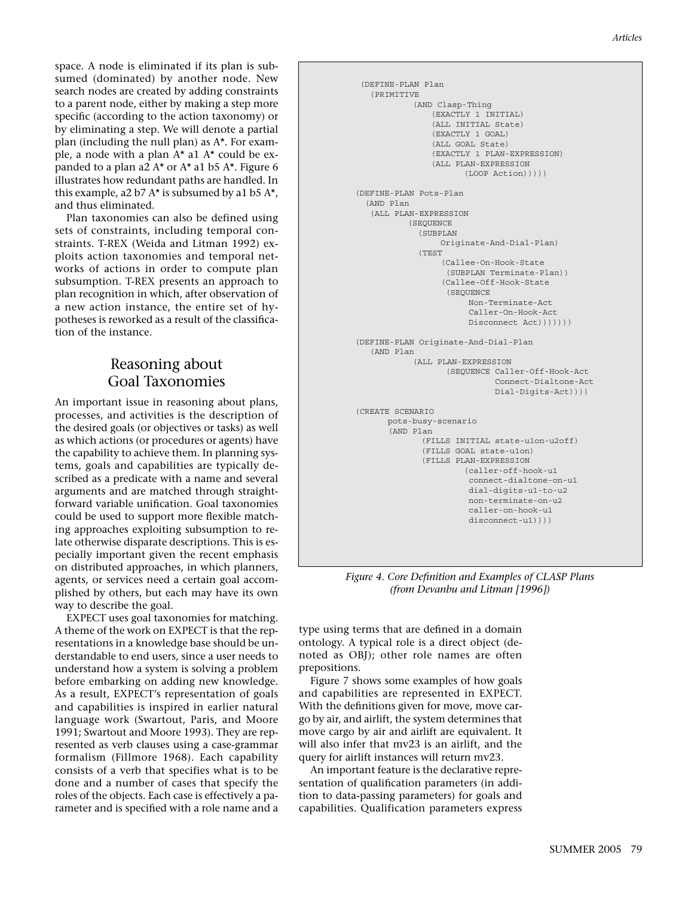space. A node is eliminated if its plan is subsumed (dominated) by another node. New search nodes are created by adding constraints to a parent node, either by making a step more specific (according to the action taxonomy) or by eliminating a step. We will denote a partial plan (including the null plan) as A*. For example, a node with a plan A* a1 A* could be expanded to a plan a2 A* or A* a1 b5 A*. Figure 6 illustrates how redundant paths are handled. In this example, a2 b7 A* is subsumed by a1 b5 A*, and thus eliminated.

Plan taxonomies can also be defined using sets of constraints, including temporal constraints. T-REX (Weida and Litman 1992) exploits action taxonomies and temporal networks of actions in order to compute plan subsumption. T-REX presents an approach to plan recognition in which, after observation of a new action instance, the entire set of hypotheses is reworked as a result of the classification of the instance.

## Reasoning about Goal Taxonomies

An important issue in reasoning about plans, processes, and activities is the description of the desired goals (or objectives or tasks) as well as which actions (or procedures or agents) have the capability to achieve them. In planning systems, goals and capabilities are typically described as a predicate with a name and several arguments and are matched through straightforward variable unification. Goal taxonomies could be used to support more flexible matching approaches exploiting subsumption to relate otherwise disparate descriptions. This is especially important given the recent emphasis on distributed approaches, in which planners, agents, or services need a certain goal accomplished by others, but each may have its own way to describe the goal.

EXPECT uses goal taxonomies for matching. A theme of the work on EXPECT is that the representations in a knowledge base should be understandable to end users, since a user needs to understand how a system is solving a problem before embarking on adding new knowledge. As a result, EXPECT's representation of goals and capabilities is inspired in earlier natural language work (Swartout, Paris, and Moore 1991; Swartout and Moore 1993). They are represented as verb clauses using a case-grammar formalism (Fillmore 1968). Each capability consists of a verb that specifies what is to be done and a number of cases that specify the roles of the objects. Each case is effectively a parameter and is specified with a role name and a type using terms that are defined in a domain ontology. A typical role is a direct object (denoted as OBJ); other role names are often prepositions.

```
(DEFINE-PLAN Plan
  (PRIMITIVE
        (AND Clasp-Thing
            (EXACTLY 1 INITIAL)
            (ALL INITIAL State)
            (EXACTLY 1 GOAL)
            (ALL GOAL State)
            (EXACTLY 1 PLAN-EXPRESSION)
            (ALL PLAN-EXPRESSION
                 (LOOP Action)))))

(DEFINE-PLAN Pots-Plan
  (AND Plan
   (ALL PLAN-EXPRESSION
        (SEQUENCE
          (SUBPLAN
              Originate-And-Dial-Plan)
          (TEST
              (Callee-On-Hook-State
               (SUBPLAN Terminate-Plan))
              (Callee-Off-Hook-State
               (SEQUENCE
                   Non-Terminate-Act
                   Caller-On-Hook-Act
                   Disconnect Act)))))))

(DEFINE-PLAN Originate-And-Dial-Plan
   (AND Plan
        (ALL PLAN-EXPRESSION
             (SEQUENCE Caller-Off-Hook-Act
                       Connect-Dialtone-Act
                       Dial-Digits-Act))))

(CREATE SCENARIO
      pots-busy-scenario
      (AND Plan
           (FILLS INITIAL state-u1on-u2off)
           (FILLS GOAL state-u1on)
           (FILLS PLAN-EXPRESSION
                  (caller-off-hook-u1
                   connect-dialtone-on-u1
                   dial-digits-u1-to-u2
                   non-terminate-on-u2
                   caller-on-hook-u1
                   disconnect-u1))))
```

*Figure 4. Core Definition and Examples of CLASP Plans (from Devanbu and Litman [1996])*

Figure 7 shows some examples of how goals and capabilities are represented in EXPECT. With the definitions given for move, move cargo by air, and airlift, the system determines that move cargo by air and airlift are equivalent. It will also infer that mv23 is an airlift, and the query for airlift instances will return mv23.

An important feature is the declarative representation of qualification parameters (in addition to data-passing parameters) for goals and capabilities. Qualification parameters express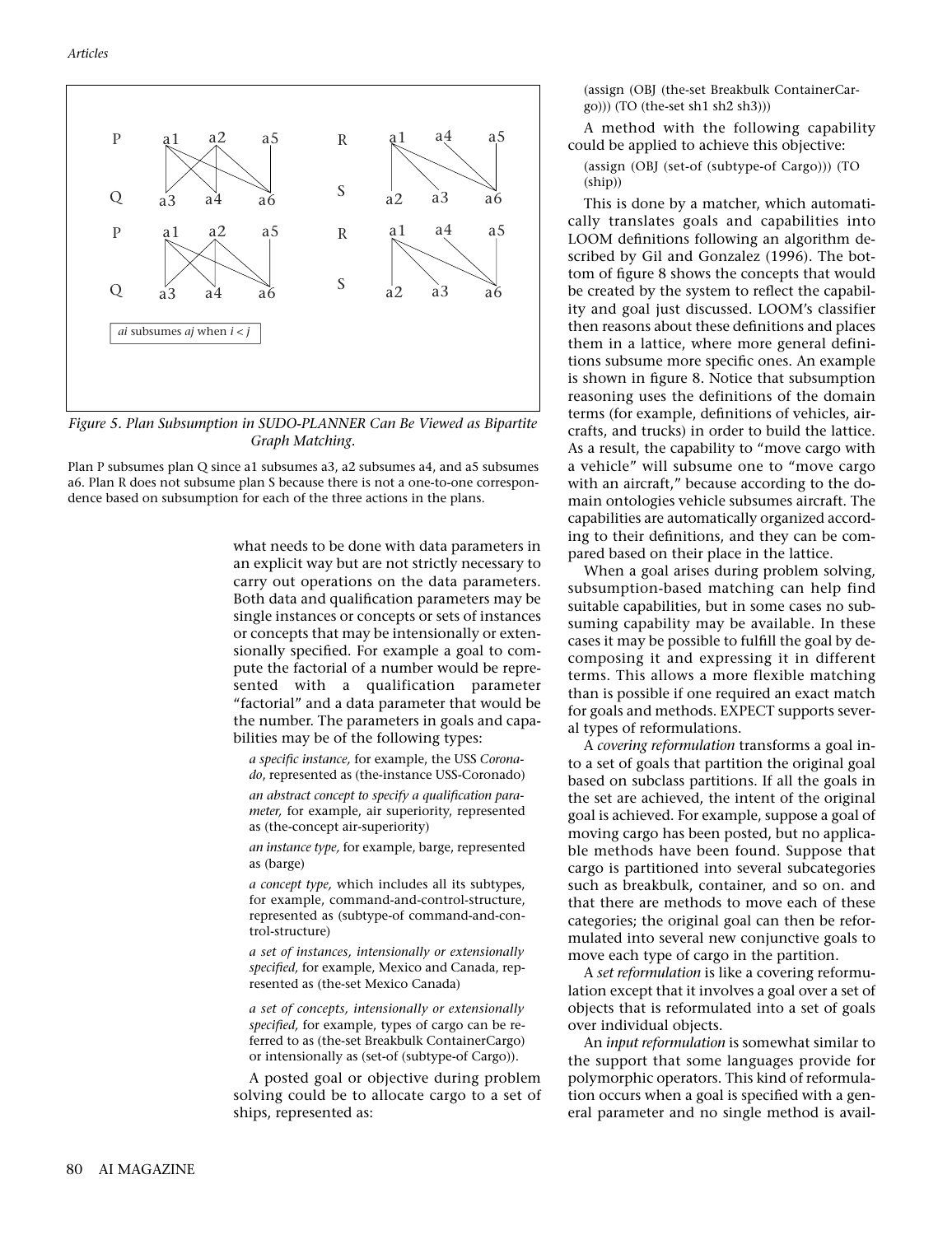Figure 5. Plan Subsumption in SUDO-PLANNER Can Be Viewed as Bipartite Graph Matching.

Plan P subsumes plan Q since a1 subsumes a3, a2 subsumes a4, and a5 subsumes a6. Plan R does not subsume plan S because there is not a one-to-one correspondence based on subsumption for each of the three actions in the plans.

what needs to be done with data parameters in an explicit way but are not strictly necessary to carry out operations on the data parameters. Both data and qualification parameters may be single instances or concepts or sets of instances or concepts that may be intensionally or extensionally specified. For example a goal to compute the factorial of a number would be represented with a qualification parameter "factorial" and a data parameter that would be the number. The parameters in goals and capabilities may be of the following types:

*a specific instance,* for example, the USS *Coronado*, represented as (the-instance USS-Coronado)

*an abstract concept to specify a qualification parameter,* for example, air superiority, represented as (the-concept air-superiority)

*an instance type,* for example, barge, represented as (barge)

*a concept type,* which includes all its subtypes, for example, command-and-control-structure, represented as (subtype-of command-and-control-structure)

*a set of instances, intensionally or extensionally specified,* for example, Mexico and Canada, represented as (the-set Mexico Canada)

*a set of concepts, intensionally or extensionally specified,* for example, types of cargo can be referred to as (the-set Breakbulk ContainerCargo) or intensionally as (set-of (subtype-of Cargo)).

A posted goal or objective during problem solving could be to allocate cargo to a set of ships, represented as:

(assign (OBJ (the-set Breakbulk ContainerCargo))) (TO (the-set sh1 sh2 sh3)))

A method with the following capability could be applied to achieve this objective:

(assign (OBJ (set-of (subtype-of Cargo))) (TO (ship))

This is done by a matcher, which automatically translates goals and capabilities into LOOM definitions following an algorithm described by Gil and Gonzalez (1996). The bottom of figure 8 shows the concepts that would be created by the system to reflect the capability and goal just discussed. LOOM's classifier then reasons about these definitions and places them in a lattice, where more general definitions subsume more specific ones. An example is shown in figure 8. Notice that subsumption reasoning uses the definitions of the domain terms (for example, definitions of vehicles, aircrafts, and trucks) in order to build the lattice. As a result, the capability to "move cargo with a vehicle" will subsume one to "move cargo with an aircraft," because according to the domain ontologies vehicle subsumes aircraft. The capabilities are automatically organized according to their definitions, and they can be compared based on their place in the lattice.

When a goal arises during problem solving, subsumption-based matching can help find suitable capabilities, but in some cases no subsuming capability may be available. In these cases it may be possible to fulfill the goal by decomposing it and expressing it in different terms. This allows a more flexible matching than is possible if one required an exact match for goals and methods. EXPECT supports several types of reformulations.

A *covering reformulation* transforms a goal into a set of goals that partition the original goal based on subclass partitions. If all the goals in the set are achieved, the intent of the original goal is achieved. For example, suppose a goal of moving cargo has been posted, but no applicable methods have been found. Suppose that cargo is partitioned into several subcategories such as breakbulk, container, and so on. and that there are methods to move each of these categories; the original goal can then be reformulated into several new conjunctive goals to move each type of cargo in the partition.

A *set reformulation* is like a covering reformulation except that it involves a goal over a set of objects that is reformulated into a set of goals over individual objects.

An *input reformulation* is somewhat similar to the support that some languages provide for polymorphic operators. This kind of reformulation occurs when a goal is specified with a general parameter and no single method is avail-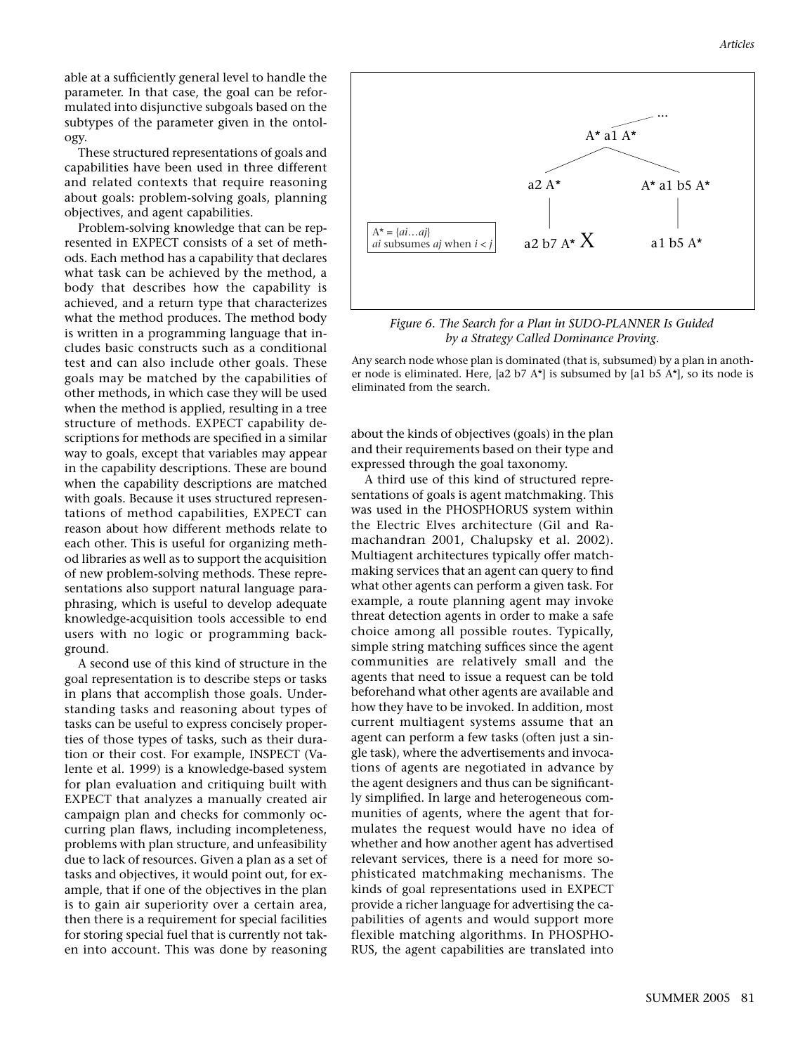able at a sufficiently general level to handle the parameter. In that case, the goal can be reformulated into disjunctive subgoals based on the subtypes of the parameter given in the ontology.

These structured representations of goals and capabilities have been used in three different and related contexts that require reasoning about goals: problem-solving goals, planning objectives, and agent capabilities.

Problem-solving knowledge that can be represented in EXPECT consists of a set of methods. Each method has a capability that declares what task can be achieved by the method, a body that describes how the capability is achieved, and a return type that characterizes what the method produces. The method body is written in a programming language that includes basic constructs such as a conditional test and can also include other goals. These goals may be matched by the capabilities of other methods, in which case they will be used when the method is applied, resulting in a tree structure of methods. EXPECT capability descriptions for methods are specified in a similar way to goals, except that variables may appear in the capability descriptions. These are bound when the capability descriptions are matched with goals. Because it uses structured representations of method capabilities, EXPECT can reason about how different methods relate to each other. This is useful for organizing method libraries as well as to support the acquisition of new problem-solving methods. These representations also support natural language paraphrasing, which is useful to develop adequate knowledge-acquisition tools accessible to end users with no logic or programming background.

A second use of this kind of structure in the goal representation is to describe steps or tasks in plans that accomplish those goals. Understanding tasks and reasoning about types of tasks can be useful to express concisely properties of those types of tasks, such as their duration or their cost. For example, INSPECT (Valente et al. 1999) is a knowledge-based system for plan evaluation and critiquing built with EXPECT that analyzes a manually created air campaign plan and checks for commonly occurring plan flaws, including incompleteness, problems with plan structure, and unfeasibility due to lack of resources. Given a plan as a set of tasks and objectives, it would point out, for example, that if one of the objectives in the plan is to gain air superiority over a certain area, then there is a requirement for special facilities for storing special fuel that is currently not taken into account. This was done by reasoning about the kinds of objectives (goals) in the plan and their requirements based on their type and expressed through the goal taxonomy.

A third use of this kind of structured representations of goals is agent matchmaking. This was used in the PHOSPHORUS system within the Electric Elves architecture (Gil and Ramachandran 2001, Chalupsky et al. 2002). Multiagent architectures typically offer matchmaking services that an agent can query to find what other agents can perform a given task. For example, a route planning agent may invoke threat detection agents in order to make a safe choice among all possible routes. Typically, simple string matching suffices since the agent communities are relatively small and the agents that need to issue a request can be told beforehand what other agents are available and how they have to be invoked. In addition, most current multiagent systems assume that an agent can perform a few tasks (often just a single task), where the advertisements and invocations of agents are negotiated in advance by the agent designers and thus can be significantly simplified. In large and heterogeneous communities of agents, where the agent that formulates the request would have no idea of whether and how another agent has advertised relevant services, there is a need for more sophisticated matchmaking mechanisms. The kinds of goal representations used in EXPECT provide a richer language for advertising the capabilities of agents and would support more flexible matching algorithms. In PHOSPHORUS, the agent capabilities are translated into

A* = {ai…aj}
ai subsumes aj when i < j

A* a1 A* → a2 A* → a2 b7 A* X
A* a1 A* → A* a1 b5 A* → a1 b5 A*

*Figure 6. The Search for a Plan in SUDO-PLANNER Is Guided by a Strategy Called Dominance Proving.*

Any search node whose plan is dominated (that is, subsumed) by a plan in another node is eliminated. Here, [a2 b7 A*] is subsumed by [a1 b5 A*], so its node is eliminated from the search.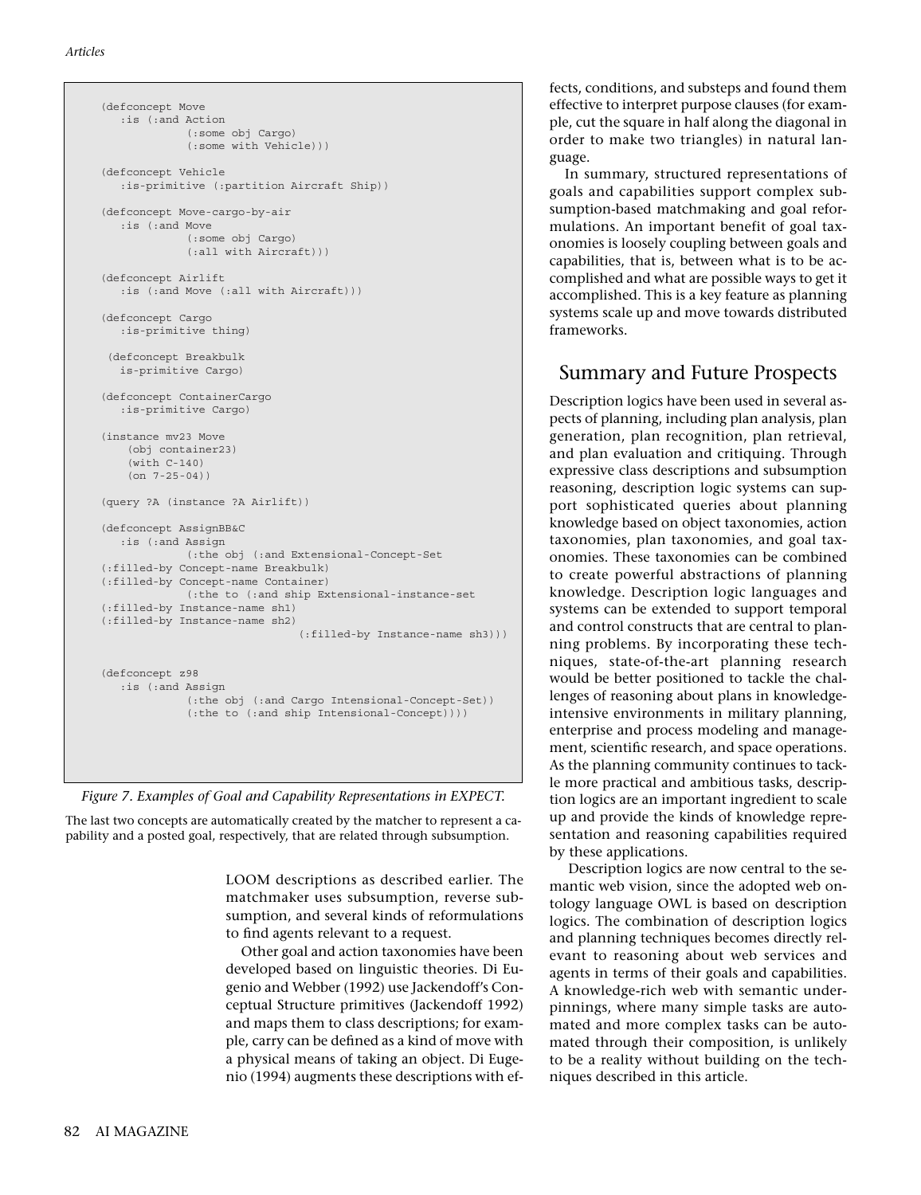```
(defconcept Move
   :is (:and Action
            (:some obj Cargo)
            (:some with Vehicle)))

(defconcept Vehicle
   :is-primitive (:partition Aircraft Ship))

(defconcept Move-cargo-by-air
   :is (:and Move
            (:some obj Cargo)
            (:all with Aircraft)))

(defconcept Airlift
   :is (:and Move (:all with Aircraft)))

(defconcept Cargo
   :is-primitive thing)

 (defconcept Breakbulk
   is-primitive Cargo)

(defconcept ContainerCargo
   :is-primitive Cargo)

(instance mv23 Move
    (obj container23)
    (with C-140)
    (on 7-25-04))

(query ?A (instance ?A Airlift))

(defconcept AssignBB&C
   :is (:and Assign
            (:the obj (:and Extensional-Concept-Set
(:filled-by Concept-name Breakbulk)
(:filled-by Concept-name Container)
            (:the to (:and ship Extensional-instance-set
(:filled-by Instance-name sh1)
(:filled-by Instance-name sh2)
                                 (:filled-by Instance-name sh3)))


(defconcept z98
   :is (:and Assign
            (:the obj (:and Cargo Intensional-Concept-Set))
            (:the to (:and ship Intensional-Concept))))
```

*Figure 7. Examples of Goal and Capability Representations in EXPECT.*

The last two concepts are automatically created by the matcher to represent a capability and a posted goal, respectively, that are related through subsumption.

LOOM descriptions as described earlier. The matchmaker uses subsumption, reverse subsumption, and several kinds of reformulations to find agents relevant to a request.

Other goal and action taxonomies have been developed based on linguistic theories. Di Eugenio and Webber (1992) use Jackendoff's Conceptual Structure primitives (Jackendoff 1992) and maps them to class descriptions; for example, carry can be defined as a kind of move with a physical means of taking an object. Di Eugenio (1994) augments these descriptions with effects, conditions, and substeps and found them effective to interpret purpose clauses (for example, cut the square in half along the diagonal in order to make two triangles) in natural language.

In summary, structured representations of goals and capabilities support complex subsumption-based matchmaking and goal reformulations. An important benefit of goal taxonomies is loosely coupling between goals and capabilities, that is, between what is to be accomplished and what are possible ways to get it accomplished. This is a key feature as planning systems scale up and move towards distributed frameworks.

## Summary and Future Prospects

Description logics have been used in several aspects of planning, including plan analysis, plan generation, plan recognition, plan retrieval, and plan evaluation and critiquing. Through expressive class descriptions and subsumption reasoning, description logic systems can support sophisticated queries about planning knowledge based on object taxonomies, action taxonomies, plan taxonomies, and goal taxonomies. These taxonomies can be combined to create powerful abstractions of planning knowledge. Description logic languages and systems can be extended to support temporal and control constructs that are central to planning problems. By incorporating these techniques, state-of-the-art planning research would be better positioned to tackle the challenges of reasoning about plans in knowledge-intensive environments in military planning, enterprise and process modeling and management, scientific research, and space operations. As the planning community continues to tackle more practical and ambitious tasks, description logics are an important ingredient to scale up and provide the kinds of knowledge representation and reasoning capabilities required by these applications.

Description logics are now central to the semantic web vision, since the adopted web ontology language OWL is based on description logics. The combination of description logics and planning techniques becomes directly relevant to reasoning about web services and agents in terms of their goals and capabilities. A knowledge-rich web with semantic underpinnings, where many simple tasks are automated and more complex tasks can be automated through their composition, is unlikely to be a reality without building on the techniques described in this article.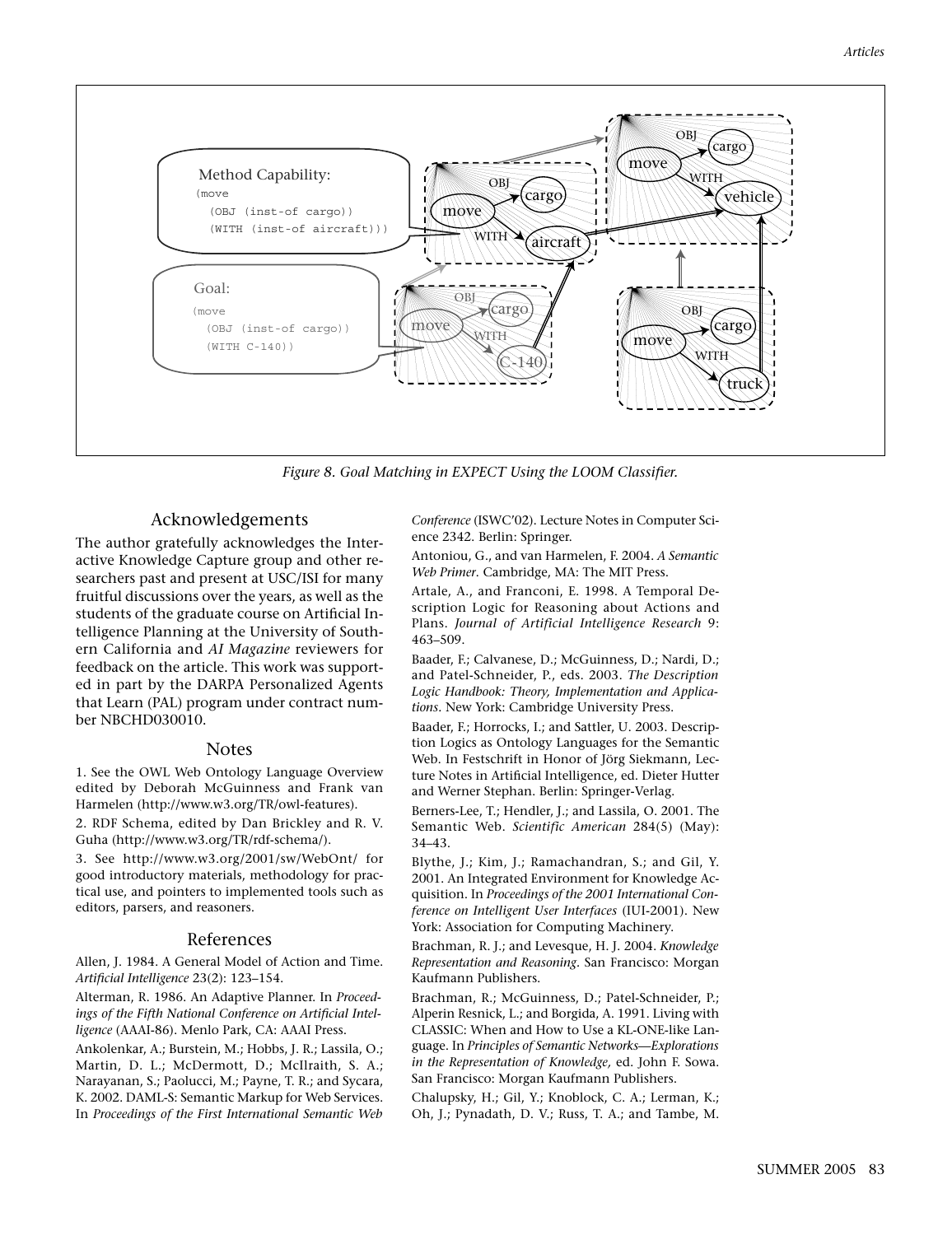Figure 8. Goal Matching in EXPECT Using the LOOM Classifier.

## Acknowledgements

The author gratefully acknowledges the Interactive Knowledge Capture group and other researchers past and present at USC/ISI for many fruitful discussions over the years, as well as the students of the graduate course on Artificial Intelligence Planning at the University of Southern California and *AI Magazine* reviewers for feedback on the article. This work was supported in part by the DARPA Personalized Agents that Learn (PAL) program under contract number NBCHD030010.

## Notes

1. See the OWL Web Ontology Language Overview edited by Deborah McGuinness and Frank van Harmelen (http://www.w3.org/TR/owl-features).

2. RDF Schema, edited by Dan Brickley and R. V. Guha (http://www.w3.org/TR/rdf-schema/).

3. See http://www.w3.org/2001/sw/WebOnt/ for good introductory materials, methodology for practical use, and pointers to implemented tools such as editors, parsers, and reasoners.

## References

Allen, J. 1984. A General Model of Action and Time. *Artificial Intelligence* 23(2): 123–154.

Alterman, R. 1986. An Adaptive Planner. In *Proceedings of the Fifth National Conference on Artificial Intelligence* (AAAI-86). Menlo Park, CA: AAAI Press.

Ankolenkar, A.; Burstein, M.; Hobbs, J. R.; Lassila, O.; Martin, D. L.; McDermott, D.; McIlraith, S. A.; Narayanan, S.; Paolucci, M.; Payne, T. R.; and Sycara, K. 2002. DAML-S: Semantic Markup for Web Services. In *Proceedings of the First International Semantic Web Conference* (ISWC'02). Lecture Notes in Computer Science 2342. Berlin: Springer.

Antoniou, G., and van Harmelen, F. 2004. *A Semantic Web Primer*. Cambridge, MA: The MIT Press.

Artale, A., and Franconi, E. 1998. A Temporal Description Logic for Reasoning about Actions and Plans. *Journal of Artificial Intelligence Research* 9: 463–509.

Baader, F.; Calvanese, D.; McGuinness, D.; Nardi, D.; and Patel-Schneider, P., eds. 2003. *The Description Logic Handbook: Theory, Implementation and Applications*. New York: Cambridge University Press.

Baader, F.; Horrocks, I.; and Sattler, U. 2003. Description Logics as Ontology Languages for the Semantic Web. In Festschrift in Honor of Jörg Siekmann, Lecture Notes in Artificial Intelligence, ed. Dieter Hutter and Werner Stephan. Berlin: Springer-Verlag.

Berners-Lee, T.; Hendler, J.; and Lassila, O. 2001. The Semantic Web. *Scientific American* 284(5) (May): 34–43.

Blythe, J.; Kim, J.; Ramachandran, S.; and Gil, Y. 2001. An Integrated Environment for Knowledge Acquisition. In *Proceedings of the 2001 International Conference on Intelligent User Interfaces* (IUI-2001). New York: Association for Computing Machinery.

Brachman, R. J.; and Levesque, H. J. 2004. *Knowledge Representation and Reasoning*. San Francisco: Morgan Kaufmann Publishers.

Brachman, R.; McGuinness, D.; Patel-Schneider, P.; Alperin Resnick, L.; and Borgida, A. 1991. Living with CLASSIC: When and How to Use a KL-ONE-like Language. In *Principles of Semantic Networks—Explorations in the Representation of Knowledge*, ed. John F. Sowa. San Francisco: Morgan Kaufmann Publishers.

Chalupsky, H.; Gil, Y.; Knoblock, C. A.; Lerman, K.; Oh, J.; Pynadath, D. V.; Russ, T. A.; and Tambe, M.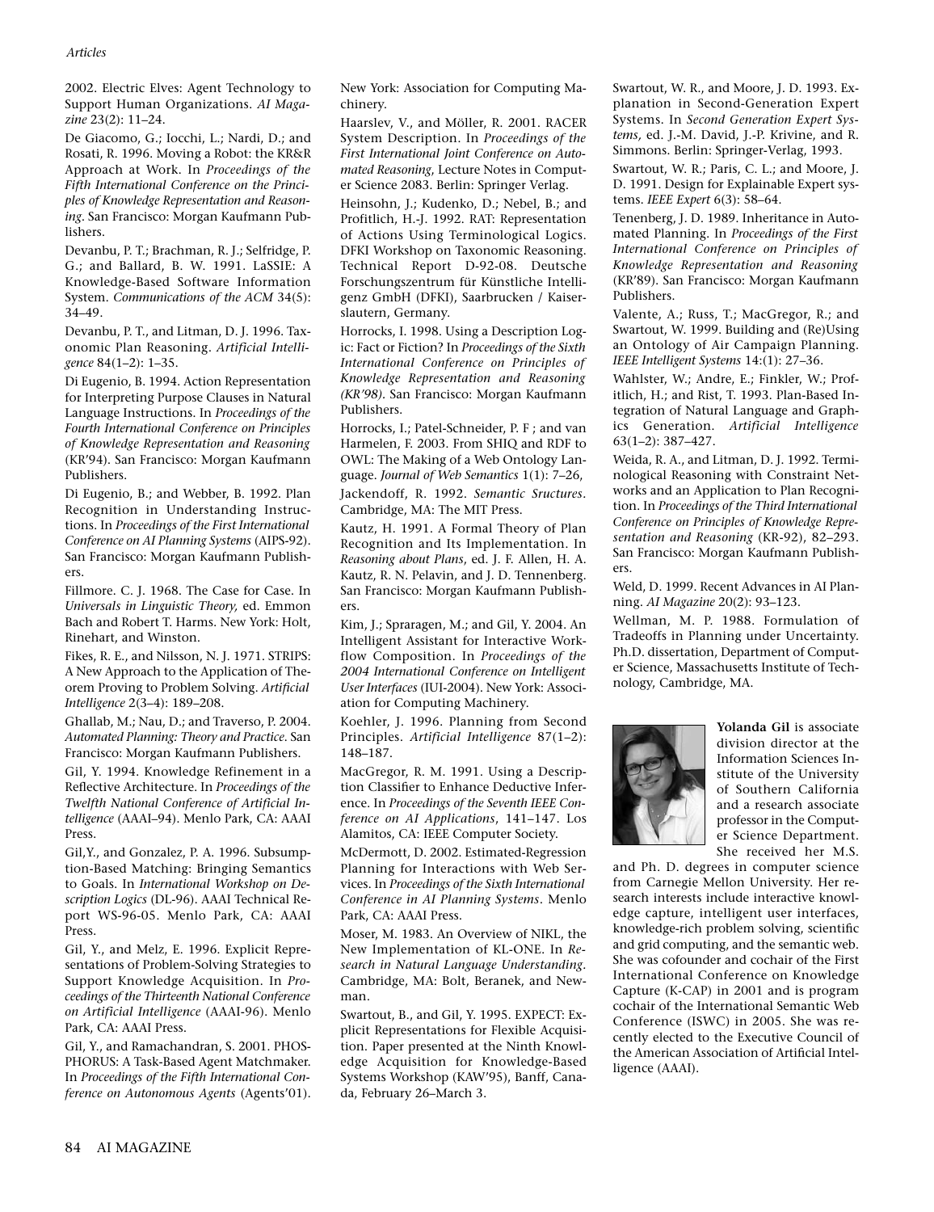2002. Electric Elves: Agent Technology to Support Human Organizations. *AI Magazine* 23(2): 11–24.

De Giacomo, G.; Iocchi, L.; Nardi, D.; and Rosati, R. 1996. Moving a Robot: the KR&R Approach at Work. In *Proceedings of the Fifth International Conference on the Principles of Knowledge Representation and Reasoning*. San Francisco: Morgan Kaufmann Publishers.

Devanbu, P. T.; Brachman, R. J.; Selfridge, P. G.; and Ballard, B. W. 1991. LaSSIE: A Knowledge-Based Software Information System. *Communications of the ACM* 34(5): 34–49.

Devanbu, P. T., and Litman, D. J. 1996. Taxonomic Plan Reasoning. *Artificial Intelligence* 84(1–2): 1–35.

Di Eugenio, B. 1994. Action Representation for Interpreting Purpose Clauses in Natural Language Instructions. In *Proceedings of the Fourth International Conference on Principles of Knowledge Representation and Reasoning* (KR'94). San Francisco: Morgan Kaufmann Publishers.

Di Eugenio, B.; and Webber, B. 1992. Plan Recognition in Understanding Instructions. In *Proceedings of the First International Conference on AI Planning Systems* (AIPS-92). San Francisco: Morgan Kaufmann Publishers.

Fillmore. C. J. 1968. The Case for Case. In *Universals in Linguistic Theory,* ed. Emmon Bach and Robert T. Harms. New York: Holt, Rinehart, and Winston.

Fikes, R. E., and Nilsson, N. J. 1971. STRIPS: A New Approach to the Application of Theorem Proving to Problem Solving. *Artificial Intelligence* 2(3–4): 189–208.

Ghallab, M.; Nau, D.; and Traverso, P. 2004. *Automated Planning: Theory and Practice.* San Francisco: Morgan Kaufmann Publishers.

Gil, Y. 1994. Knowledge Refinement in a Reflective Architecture. In *Proceedings of the Twelfth National Conference of Artificial Intelligence* (AAAI–94). Menlo Park, CA: AAAI Press.

Gil,Y., and Gonzalez, P. A. 1996. Subsumption-Based Matching: Bringing Semantics to Goals. In *International Workshop on Description Logics* (DL-96). AAAI Technical Report WS-96-05. Menlo Park, CA: AAAI Press.

Gil, Y., and Melz, E. 1996. Explicit Representations of Problem-Solving Strategies to Support Knowledge Acquisition. In *Proceedings of the Thirteenth National Conference on Artificial Intelligence* (AAAI-96). Menlo Park, CA: AAAI Press.

Gil, Y., and Ramachandran, S. 2001. PHOSPHORUS: A Task-Based Agent Matchmaker. In *Proceedings of the Fifth International Conference on Autonomous Agents* (Agents'01). New York: Association for Computing Machinery.

Haarslev, V., and Möller, R. 2001. RACER System Description. In *Proceedings of the First International Joint Conference on Automated Reasoning*, Lecture Notes in Computer Science 2083. Berlin: Springer Verlag.

Heinsohn, J.; Kudenko, D.; Nebel, B.; and Profitlich, H.-J. 1992. RAT: Representation of Actions Using Terminological Logics. DFKI Workshop on Taxonomic Reasoning. Technical Report D-92-08. Deutsche Forschungszentrum für Künstliche Intelligenz GmbH (DFKI), Saarbrucken / Kaiserslautern, Germany.

Horrocks, I. 1998. Using a Description Logic: Fact or Fiction? In *Proceedings of the Sixth International Conference on Principles of Knowledge Representation and Reasoning (KR'98)*. San Francisco: Morgan Kaufmann Publishers.

Horrocks, I.; Patel-Schneider, P. F ; and van Harmelen, F. 2003. From SHIQ and RDF to OWL: The Making of a Web Ontology Language. *Journal of Web Semantics* 1(1): 7–26,

Jackendoff, R. 1992. *Semantic Sructures*. Cambridge, MA: The MIT Press.

Kautz, H. 1991. A Formal Theory of Plan Recognition and Its Implementation. In *Reasoning about Plans*, ed. J. F. Allen, H. A. Kautz, R. N. Pelavin, and J. D. Tennenberg. San Francisco: Morgan Kaufmann Publishers.

Kim, J.; Spraragen, M.; and Gil, Y. 2004. An Intelligent Assistant for Interactive Workflow Composition. In *Proceedings of the 2004 International Conference on Intelligent User Interfaces* (IUI-2004). New York: Association for Computing Machinery.

Koehler, J. 1996. Planning from Second Principles. *Artificial Intelligence* 87(1–2): 148–187.

MacGregor, R. M. 1991. Using a Description Classifier to Enhance Deductive Inference. In *Proceedings of the Seventh IEEE Conference on AI Applications*, 141–147. Los Alamitos, CA: IEEE Computer Society.

McDermott, D. 2002. Estimated-Regression Planning for Interactions with Web Services. In *Proceedings of the Sixth International Conference in AI Planning Systems*. Menlo Park, CA: AAAI Press.

Moser, M. 1983. An Overview of NIKL, the New Implementation of KL-ONE. In *Research in Natural Language Understanding*. Cambridge, MA: Bolt, Beranek, and Newman.

Swartout, B., and Gil, Y. 1995. EXPECT: Explicit Representations for Flexible Acquisition. Paper presented at the Ninth Knowledge Acquisition for Knowledge-Based Systems Workshop (KAW'95), Banff, Canada, February 26–March 3.

Swartout, W. R., and Moore, J. D. 1993. Explanation in Second-Generation Expert Systems. In *Second Generation Expert Systems,* ed. J.-M. David, J.-P. Krivine, and R. Simmons. Berlin: Springer-Verlag, 1993.

Swartout, W. R.; Paris, C. L.; and Moore, J. D. 1991. Design for Explainable Expert systems. *IEEE Expert* 6(3): 58–64.

Tenenberg, J. D. 1989. Inheritance in Automated Planning. In *Proceedings of the First International Conference on Principles of Knowledge Representation and Reasoning* (KR'89). San Francisco: Morgan Kaufmann Publishers.

Valente, A.; Russ, T.; MacGregor, R.; and Swartout, W. 1999. Building and (Re)Using an Ontology of Air Campaign Planning. *IEEE Intelligent Systems* 14:(1): 27–36.

Wahlster, W.; Andre, E.; Finkler, W.; Profitlich, H.; and Rist, T. 1993. Plan-Based Integration of Natural Language and Graphics Generation. *Artificial Intelligence* 63(1–2): 387–427.

Weida, R. A., and Litman, D. J. 1992. Terminological Reasoning with Constraint Networks and an Application to Plan Recognition. In *Proceedings of the Third International Conference on Principles of Knowledge Representation and Reasoning* (KR-92), 82–293. San Francisco: Morgan Kaufmann Publishers.

Weld, D. 1999. Recent Advances in AI Planning. *AI Magazine* 20(2): 93–123.

Wellman, M. P. 1988. Formulation of Tradeoffs in Planning under Uncertainty. Ph.D. dissertation, Department of Computer Science, Massachusetts Institute of Technology, Cambridge, MA.

**Yolanda Gil** is associate division director at the Information Sciences Institute of the University of Southern California and a research associate professor in the Computer Science Department. She received her M.S. and Ph. D. degrees in computer science from Carnegie Mellon University. Her research interests include interactive knowledge capture, intelligent user interfaces, knowledge-rich problem solving, scientific and grid computing, and the semantic web. She was cofounder and cochair of the First International Conference on Knowledge Capture (K-CAP) in 2001 and is program cochair of the International Semantic Web Conference (ISWC) in 2005. She was recently elected to the Executive Council of the American Association of Artificial Intelligence (AAAI).